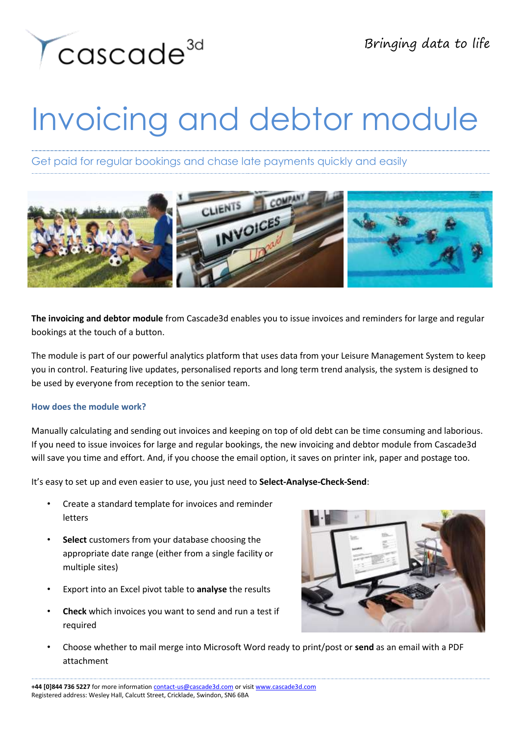cascade3d

*Bringing data to life*

# Invoicing and debtor module

Get paid for regular bookings and chase late payments quickly and easily

**The invoicing and debtor module** from Cascade3d enables you to issue invoices and reminders for large and regular bookings at the touch of a button.

The module is part of our powerful analytics platform that uses data from your Leisure Management System to keep you in control. Featuring live updates, personalised reports and long term trend analysis, the system is designed to be used by everyone from reception to the senior team.

### How does the module work?

Manually calculating and sending out invoices and keeping on top of old debt can be time consuming and laborious. If you need to issue invoices for large and regular bookings, the new invoicing and debtor module from Cascade3d will save you time and effort. And, if you choose the email option, it saves on printer ink, paper and postage too.

It's easy to set up and even easier to use, you just need to **Select-Analyse-Check-Send**:

- Create a standard template for invoices and reminder letters
- **Select** customers from your database choosing the appropriate date range (either from a single facility or multiple sites)
- Export into an Excel pivot table to **analyse** the results
- **Check** which invoices you want to send and run a test if required
- Choose whether to mail merge into Microsoft Word ready to print/post or **send** as an email with a PDF attachment

**+44 [0]844 736 5227** for more information contact-us@cascade3d.com or visit www.cascade3d.com
Registered address: Wesley Hall, Calcutt Street, Cricklade, Swindon, SN6 6BA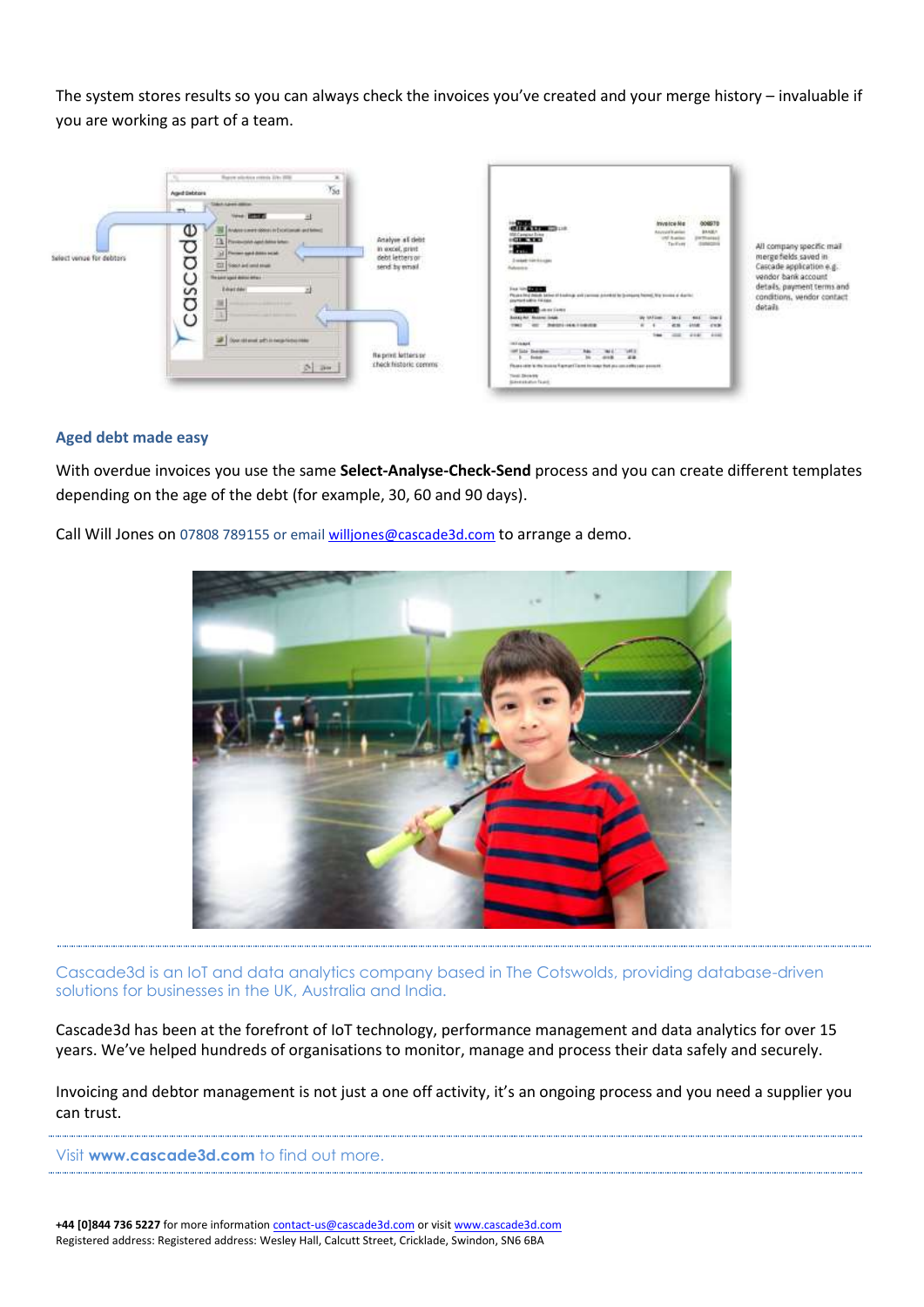The system stores results so you can always check the invoices you've created and your merge history – invaluable if you are working as part of a team.

Select venue for debtors

Analyse all debt in excel, print debt letters or send by email

Re print letters or check historic comms

All company specific mail merge fields saved in Cascade application e.g. vendor bank account details, payment terms and conditions, vendor contact details

## Aged debt made easy

With overdue invoices you use the same **Select-Analyse-Check-Send** process and you can create different templates depending on the age of the debt (for example, 30, 60 and 90 days).

Call Will Jones on 07808 789155 or email willjones@cascade3d.com to arrange a demo.

Cascade3d is an IoT and data analytics company based in The Cotswolds, providing database-driven solutions for businesses in the UK, Australia and India.

Cascade3d has been at the forefront of IoT technology, performance management and data analytics for over 15 years. We've helped hundreds of organisations to monitor, manage and process their data safely and securely.

Invoicing and debtor management is not just a one off activity, it's an ongoing process and you need a supplier you can trust.

Visit **www.cascade3d.com** to find out more.

**+44 [0]844 736 5227** for more information contact-us@cascade3d.com or visit www.cascade3d.com
Registered address: Registered address: Wesley Hall, Calcutt Street, Cricklade, Swindon, SN6 6BA